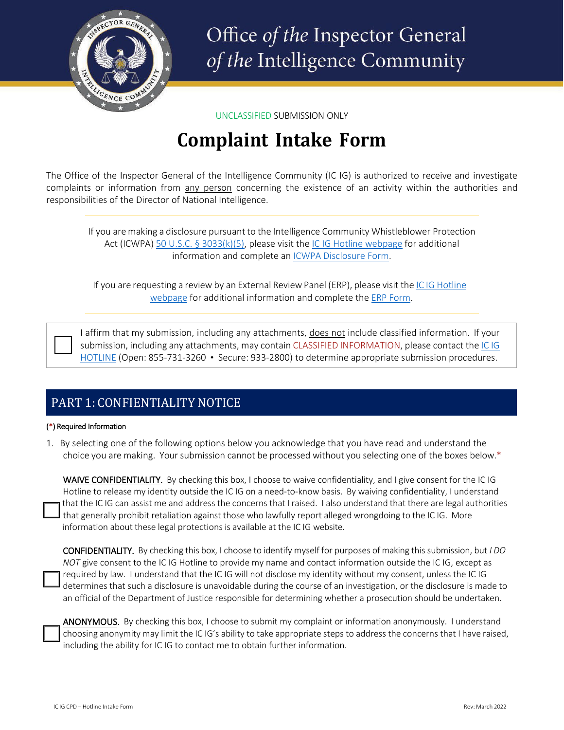# Office *of the* Inspector General *of the* Intelligence Community

UNCLASSIFIED SUBMISSION ONLY

# Complaint Intake Form

The Office of the Inspector General of the Intelligence Community (IC IG) is authorized to receive and investigate complaints or information from any person concerning the existence of an activity within the authorities and responsibilities of the Director of National Intelligence.

---

If you are making a disclosure pursuant to the Intelligence Community Whistleblower Protection Act (ICWPA) [50 U.S.C. § 3033(k)(5)](), please visit the [IC IG Hotline webpage]() for additional information and complete an [ICWPA Disclosure Form]().

If you are requesting a review by an External Review Panel (ERP), please visit the [IC IG Hotline webpage]() for additional information and complete the [ERP Form]().

---

☐ I affirm that my submission, including any attachments, does not include classified information. If your submission, including any attachments, may contain CLASSIFIED INFORMATION, please contact the [IC IG HOTLINE]() (Open: 855-731-3260 • Secure: 933-2800) to determine appropriate submission procedures.

## PART 1: CONFIENTIALITY NOTICE

(*) Required Information

1. By selecting one of the following options below you acknowledge that you have read and understand the choice you are making. Your submission cannot be processed without you selecting one of the boxes below.*

☐ WAIVE CONFIDENTIALITY. By checking this box, I choose to waive confidentiality, and I give consent for the IC IG Hotline to release my identity outside the IC IG on a need-to-know basis. By waiving confidentiality, I understand that the IC IG can assist me and address the concerns that I raised. I also understand that there are legal authorities that generally prohibit retaliation against those who lawfully report alleged wrongdoing to the IC IG. More information about these legal protections is available at the IC IG website.

☐ CONFIDENTIALITY. By checking this box, I choose to identify myself for purposes of making this submission, but *I DO NOT* give consent to the IC IG Hotline to provide my name and contact information outside the IC IG, except as required by law. I understand that the IC IG will not disclose my identity without my consent, unless the IC IG determines that such a disclosure is unavoidable during the course of an investigation, or the disclosure is made to an official of the Department of Justice responsible for determining whether a prosecution should be undertaken.

☐ ANONYMOUS. By checking this box, I choose to submit my complaint or information anonymously. I understand choosing anonymity may limit the IC IG's ability to take appropriate steps to address the concerns that I have raised, including the ability for IC IG to contact me to obtain further information.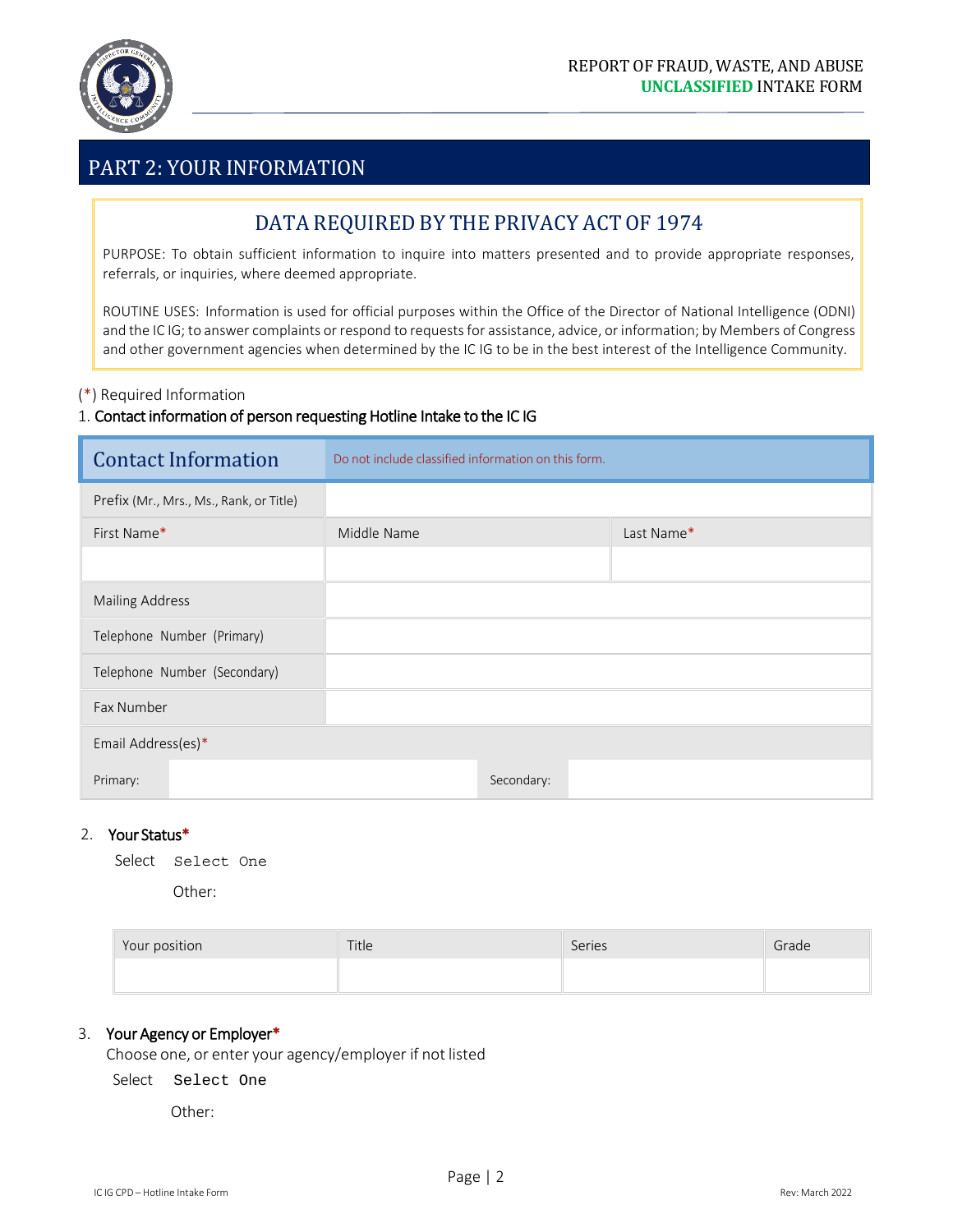# PART 2: YOUR INFORMATION

## DATA REQUIRED BY THE PRIVACY ACT OF 1974

PURPOSE: To obtain sufficient information to inquire into matters presented and to provide appropriate responses, referrals, or inquiries, where deemed appropriate.

ROUTINE USES: Information is used for official purposes within the Office of the Director of National Intelligence (ODNI) and the IC IG; to answer complaints or respond to requests for assistance, advice, or information; by Members of Congress and other government agencies when determined by the IC IG to be in the best interest of the Intelligence Community.

(*) Required Information

1. **Contact information of person requesting Hotline Intake to the IC IG**

| Contact Information | Do not include classified information on this form. | |
|---|---|---|
| Prefix (Mr., Mrs., Ms., Rank, or Title) | | |
| First Name* | Middle Name | Last Name* |
| | | |
| Mailing Address | | |
| Telephone Number (Primary) | | |
| Telephone Number (Secondary) | | |
| Fax Number | | |
| Email Address(es)* | | |
| Primary: | Secondary: | |

2. **Your Status***

   Select Select One

   Other:

| Your position | Title | Series | Grade |
|---|---|---|---|
| | | | |

3. **Your Agency or Employer***

   Choose one, or enter your agency/employer if not listed

   Select Select One

   Other: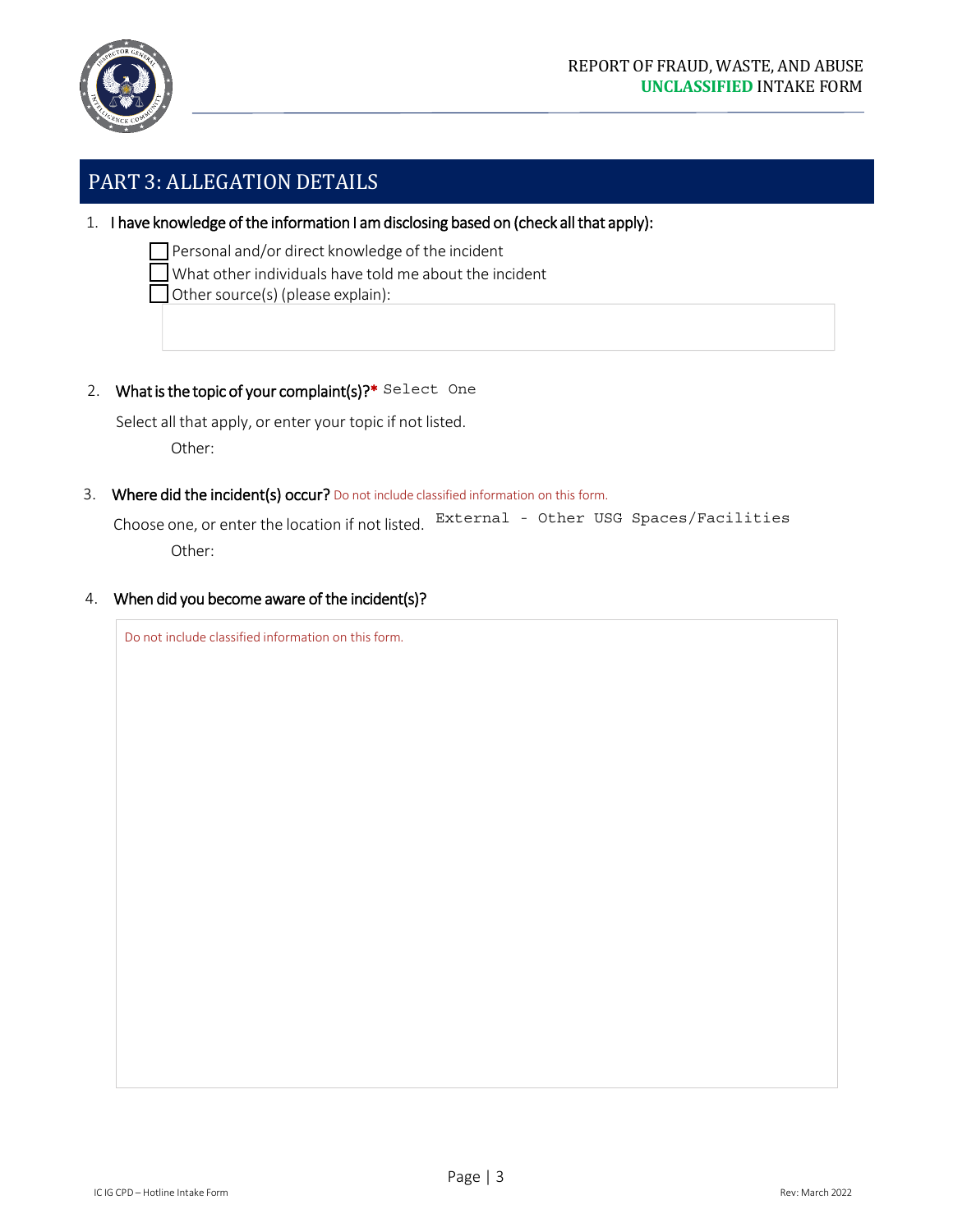## PART 3: ALLEGATION DETAILS

1. I have knowledge of the information I am disclosing based on (check all that apply):

   - [ ] Personal and/or direct knowledge of the incident
   - [ ] What other individuals have told me about the incident
   - [ ] Other source(s) (please explain):

2. **What is the topic of your complaint(s)?*** Select One

   Select all that apply, or enter your topic if not listed.

   Other:

3. **Where did the incident(s) occur?** Do not include classified information on this form.

   Choose one, or enter the location if not listed. External - Other USG Spaces/Facilities

   Other:

4. **When did you become aware of the incident(s)?**

   Do not include classified information on this form.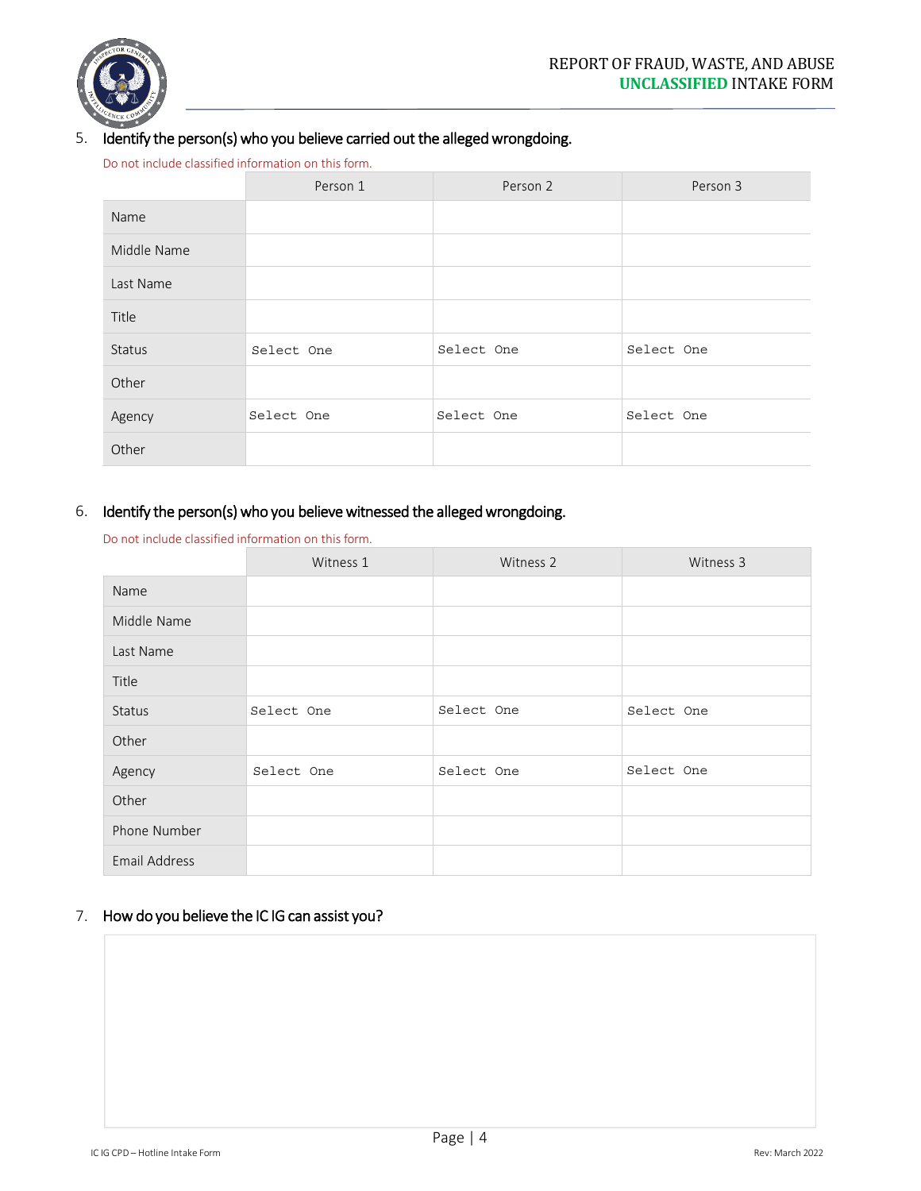5. Identify the person(s) who you believe carried out the alleged wrongdoing.

Do not include classified information on this form.

| | Person 1 | Person 2 | Person 3 |
|---|---|---|---|
| Name | | | |
| Middle Name | | | |
| Last Name | | | |
| Title | | | |
| Status | Select One | Select One | Select One |
| Other | | | |
| Agency | Select One | Select One | Select One |
| Other | | | |

6. Identify the person(s) who you believe witnessed the alleged wrongdoing.

Do not include classified information on this form.

| | Witness 1 | Witness 2 | Witness 3 |
|---|---|---|---|
| Name | | | |
| Middle Name | | | |
| Last Name | | | |
| Title | | | |
| Status | Select One | Select One | Select One |
| Other | | | |
| Agency | Select One | Select One | Select One |
| Other | | | |
| Phone Number | | | |
| Email Address | | | |

7. How do you believe the IC IG can assist you?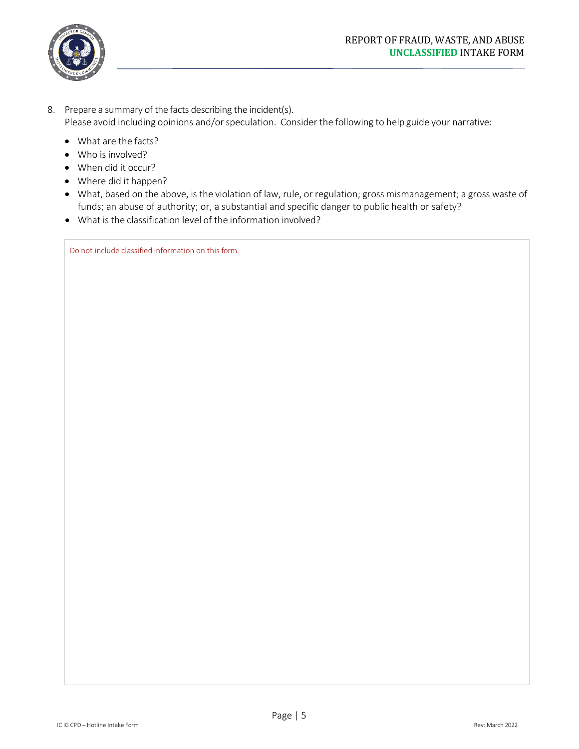8. Prepare a summary of the facts describing the incident(s).
   Please avoid including opinions and/or speculation. Consider the following to help guide your narrative:

   - What are the facts?
   - Who is involved?
   - When did it occur?
   - Where did it happen?
   - What, based on the above, is the violation of law, rule, or regulation; gross mismanagement; a gross waste of funds; an abuse of authority; or, a substantial and specific danger to public health or safety?
   - What is the classification level of the information involved?

| Do not include classified information on this form. |
|---|
| |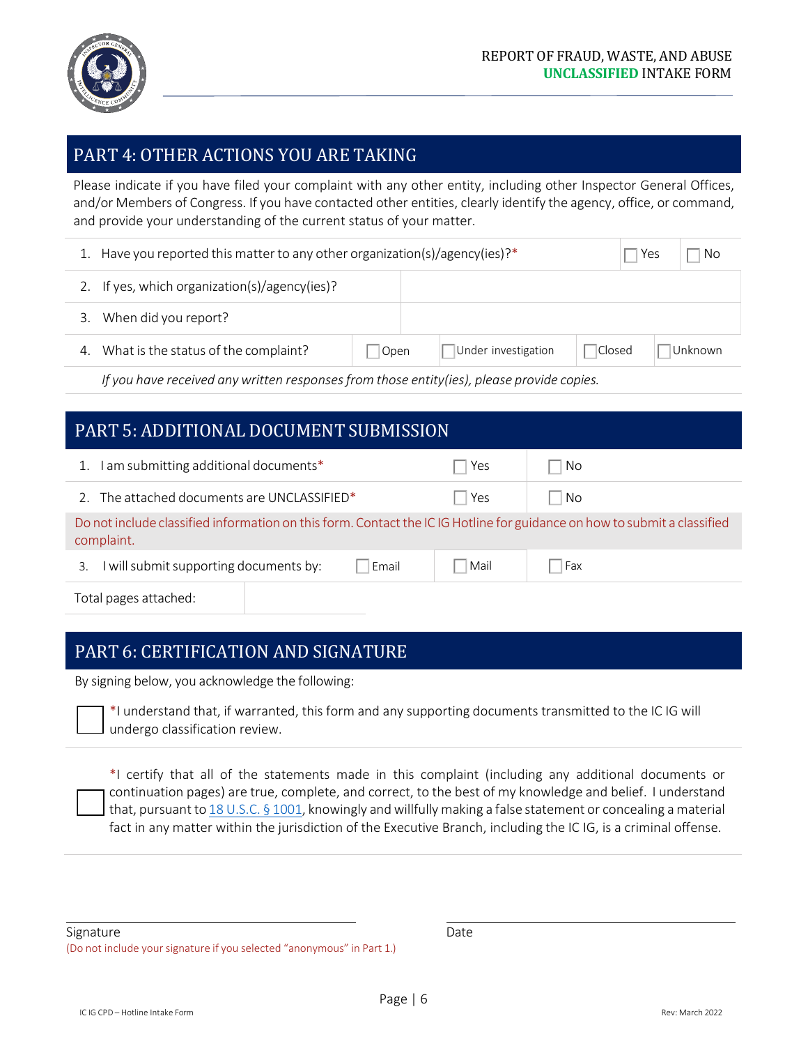## PART 4: OTHER ACTIONS YOU ARE TAKING

Please indicate if you have filed your complaint with any other entity, including other Inspector General Offices, and/or Members of Congress. If you have contacted other entities, clearly identify the agency, office, or command, and provide your understanding of the current status of your matter.

| | | | | |
|---|---|---|---|---|
| 1. Have you reported this matter to any other organization(s)/agency(ies)?* | | | ☐ Yes | ☐ No |
| 2. If yes, which organization(s)/agency(ies)? | | | | |
| 3. When did you report? | | | | |
| 4. What is the status of the complaint? | ☐ Open | ☐ Under investigation | ☐ Closed | ☐ Unknown |

*If you have received any written responses from those entity(ies), please provide copies.*

## PART 5: ADDITIONAL DOCUMENT SUBMISSION

| | | | |
|---|---|---|---|
| 1. I am submitting additional documents* | | ☐ Yes | ☐ No |
| 2. The attached documents are UNCLASSIFIED* | | ☐ Yes | ☐ No |
| Do not include classified information on this form. Contact the IC IG Hotline for guidance on how to submit a classified complaint. | | | |
| 3. I will submit supporting documents by: | ☐ Email | ☐ Mail | ☐ Fax |
| Total pages attached: | | | |

## PART 6: CERTIFICATION AND SIGNATURE

By signing below, you acknowledge the following:

☐ *I understand that, if warranted, this form and any supporting documents transmitted to the IC IG will undergo classification review.

☐ *I certify that all of the statements made in this complaint (including any additional documents or continuation pages) are true, complete, and correct, to the best of my knowledge and belief. I understand that, pursuant to 18 U.S.C. § 1001, knowingly and willfully making a false statement or concealing a material fact in any matter within the jurisdiction of the Executive Branch, including the IC IG, is a criminal offense.

Signature ____________________
(Do not include your signature if you selected "anonymous" in Part 1.)

Date ____________________